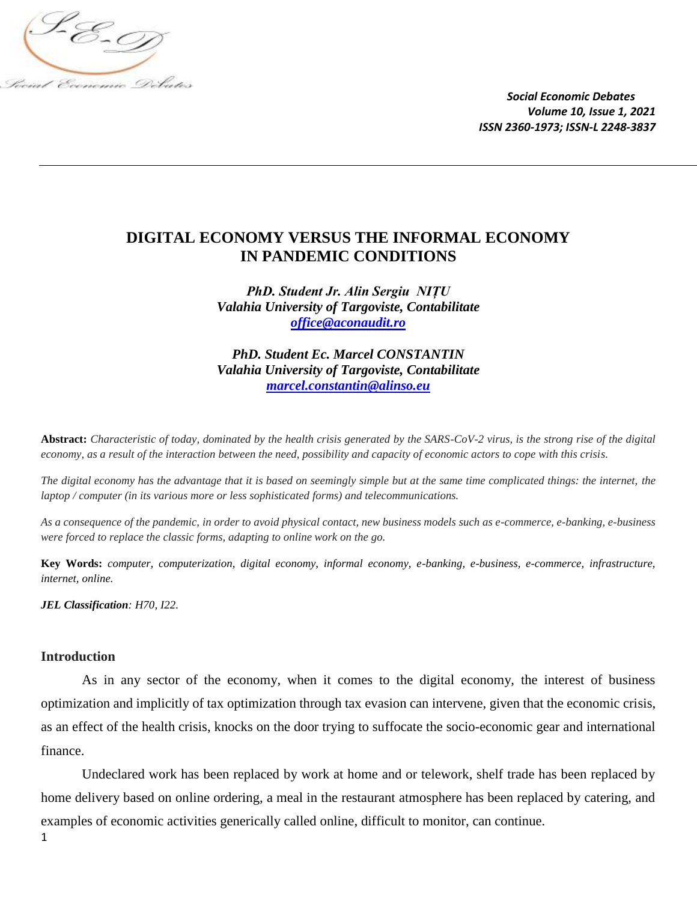# DIGITAL ECONOMY VERSUS THE INFORMAL ECONOMY IN PANDEMIC CONDITIONS

***PhD. Student Jr. Alin Sergiu NIȚU***
***Valahia University of Targoviste, Contabilitate***
***office@aconaudit.ro***

***PhD. Student Ec. Marcel CONSTANTIN***
***Valahia University of Targoviste, Contabilitate***
***marcel.constantin@alinso.eu***

**Abstract:** *Characteristic of today, dominated by the health crisis generated by the SARS-CoV-2 virus, is the strong rise of the digital economy, as a result of the interaction between the need, possibility and capacity of economic actors to cope with this crisis.*

*The digital economy has the advantage that it is based on seemingly simple but at the same time complicated things: the internet, the laptop / computer (in its various more or less sophisticated forms) and telecommunications.*

*As a consequence of the pandemic, in order to avoid physical contact, new business models such as e-commerce, e-banking, e-business were forced to replace the classic forms, adapting to online work on the go.*

**Key Words:** *computer, computerization, digital economy, informal economy, e-banking, e-business, e-commerce, infrastructure, internet, online.*

***JEL Classification****: H70, I22.*

## Introduction

As in any sector of the economy, when it comes to the digital economy, the interest of business optimization and implicitly of tax optimization through tax evasion can intervene, given that the economic crisis, as an effect of the health crisis, knocks on the door trying to suffocate the socio-economic gear and international finance.

Undeclared work has been replaced by work at home and or telework, shelf trade has been replaced by home delivery based on online ordering, a meal in the restaurant atmosphere has been replaced by catering, and examples of economic activities generically called online, difficult to monitor, can continue.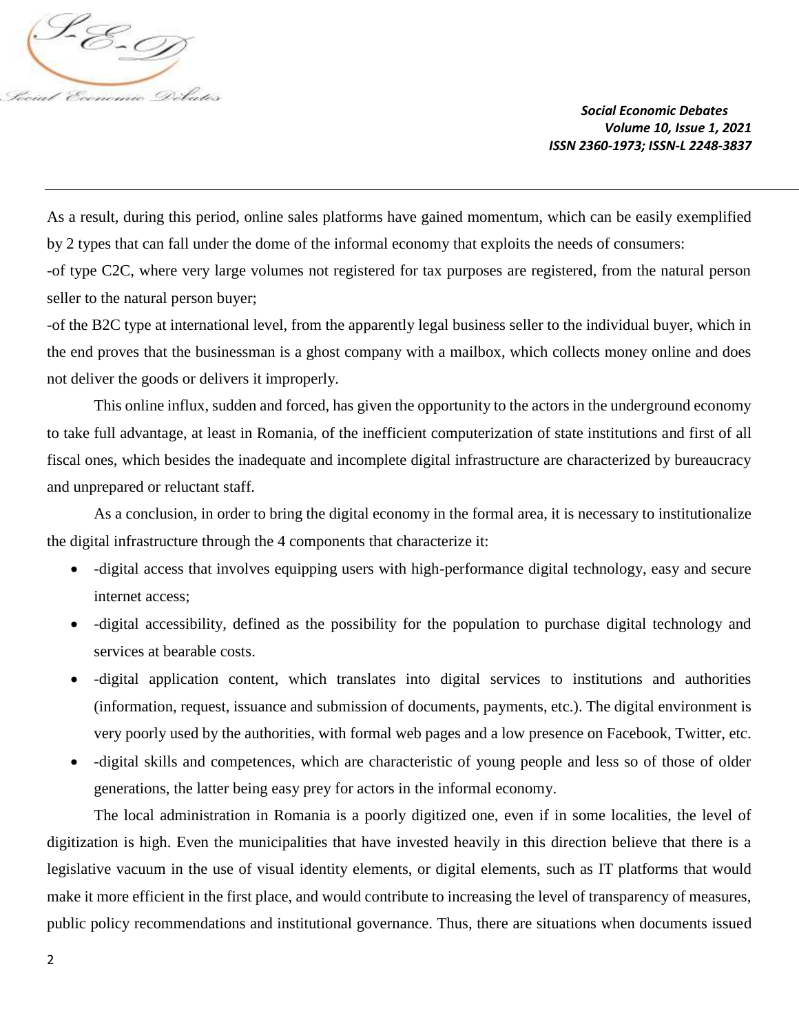As a result, during this period, online sales platforms have gained momentum, which can be easily exemplified by 2 types that can fall under the dome of the informal economy that exploits the needs of consumers:

-of type C2C, where very large volumes not registered for tax purposes are registered, from the natural person seller to the natural person buyer;

-of the B2C type at international level, from the apparently legal business seller to the individual buyer, which in the end proves that the businessman is a ghost company with a mailbox, which collects money online and does not deliver the goods or delivers it improperly.

This online influx, sudden and forced, has given the opportunity to the actors in the underground economy to take full advantage, at least in Romania, of the inefficient computerization of state institutions and first of all fiscal ones, which besides the inadequate and incomplete digital infrastructure are characterized by bureaucracy and unprepared or reluctant staff.

As a conclusion, in order to bring the digital economy in the formal area, it is necessary to institutionalize the digital infrastructure through the 4 components that characterize it:

- -digital access that involves equipping users with high-performance digital technology, easy and secure internet access;
- -digital accessibility, defined as the possibility for the population to purchase digital technology and services at bearable costs.
- -digital application content, which translates into digital services to institutions and authorities (information, request, issuance and submission of documents, payments, etc.). The digital environment is very poorly used by the authorities, with formal web pages and a low presence on Facebook, Twitter, etc.
- -digital skills and competences, which are characteristic of young people and less so of those of older generations, the latter being easy prey for actors in the informal economy.

The local administration in Romania is a poorly digitized one, even if in some localities, the level of digitization is high. Even the municipalities that have invested heavily in this direction believe that there is a legislative vacuum in the use of visual identity elements, or digital elements, such as IT platforms that would make it more efficient in the first place, and would contribute to increasing the level of transparency of measures, public policy recommendations and institutional governance. Thus, there are situations when documents issued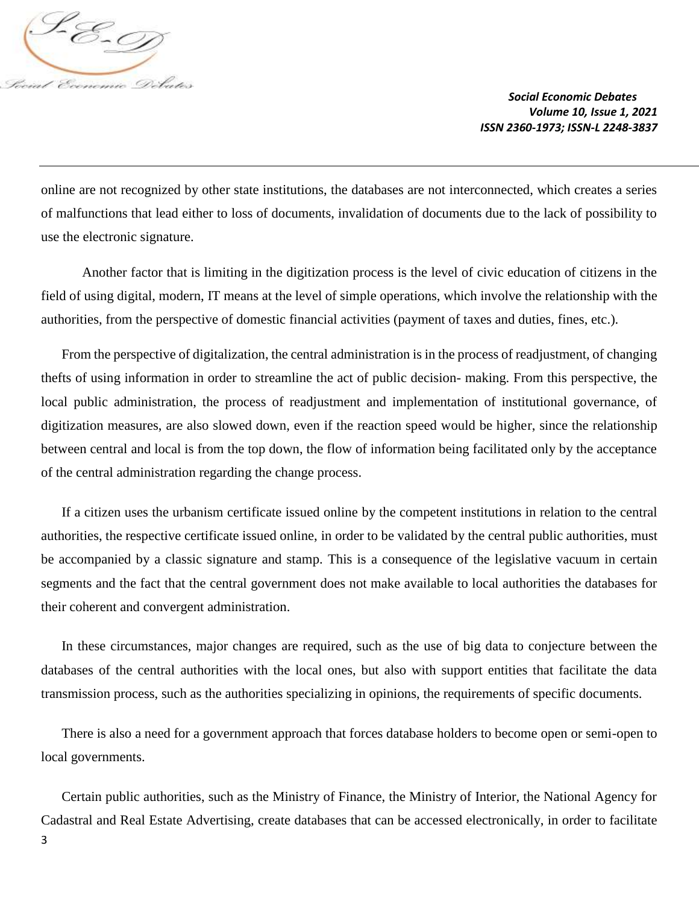online are not recognized by other state institutions, the databases are not interconnected, which creates a series of malfunctions that lead either to loss of documents, invalidation of documents due to the lack of possibility to use the electronic signature.

Another factor that is limiting in the digitization process is the level of civic education of citizens in the field of using digital, modern, IT means at the level of simple operations, which involve the relationship with the authorities, from the perspective of domestic financial activities (payment of taxes and duties, fines, etc.).

From the perspective of digitalization, the central administration is in the process of readjustment, of changing thefts of using information in order to streamline the act of public decision- making. From this perspective, the local public administration, the process of readjustment and implementation of institutional governance, of digitization measures, are also slowed down, even if the reaction speed would be higher, since the relationship between central and local is from the top down, the flow of information being facilitated only by the acceptance of the central administration regarding the change process.

If a citizen uses the urbanism certificate issued online by the competent institutions in relation to the central authorities, the respective certificate issued online, in order to be validated by the central public authorities, must be accompanied by a classic signature and stamp. This is a consequence of the legislative vacuum in certain segments and the fact that the central government does not make available to local authorities the databases for their coherent and convergent administration.

In these circumstances, major changes are required, such as the use of big data to conjecture between the databases of the central authorities with the local ones, but also with support entities that facilitate the data transmission process, such as the authorities specializing in opinions, the requirements of specific documents.

There is also a need for a government approach that forces database holders to become open or semi-open to local governments.

Certain public authorities, such as the Ministry of Finance, the Ministry of Interior, the National Agency for Cadastral and Real Estate Advertising, create databases that can be accessed electronically, in order to facilitate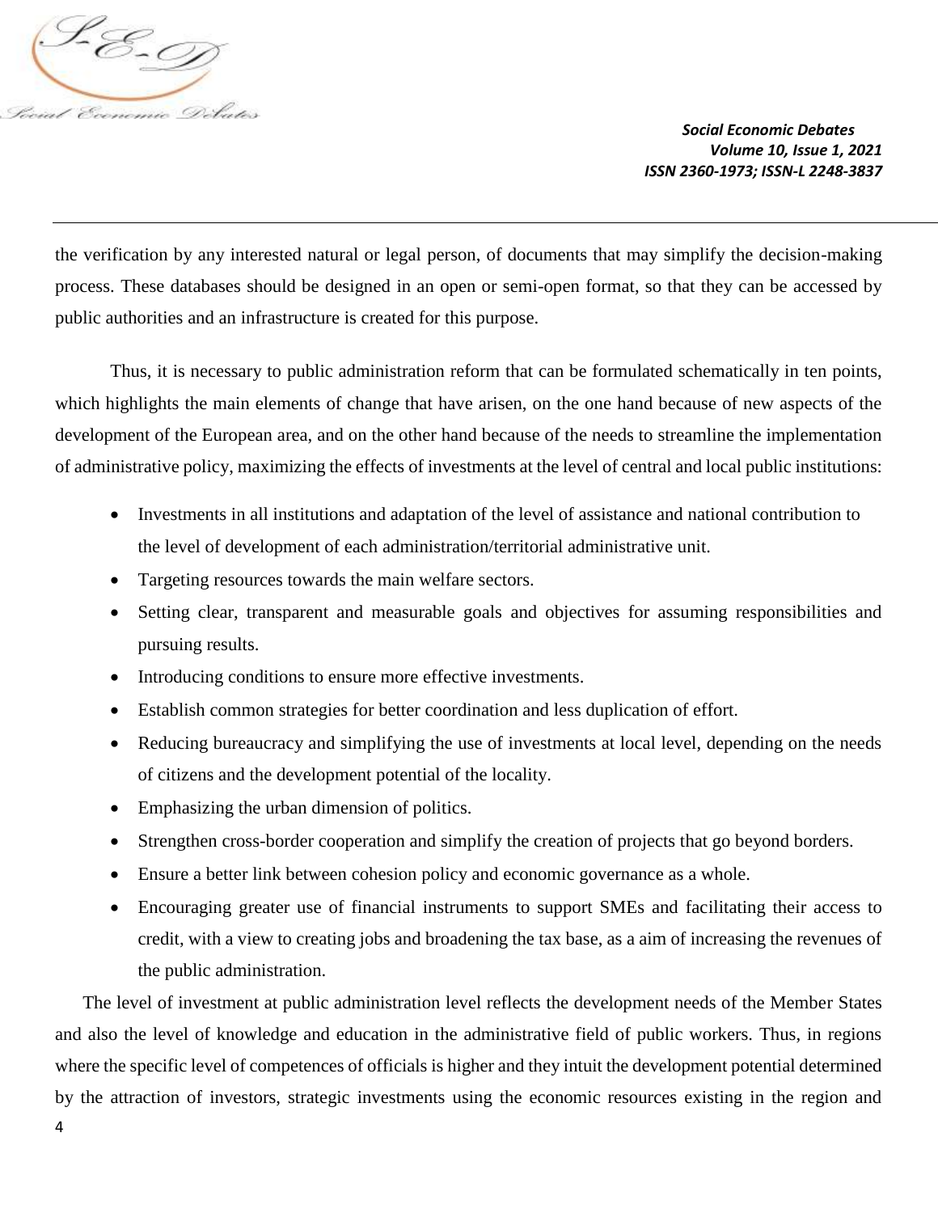the verification by any interested natural or legal person, of documents that may simplify the decision-making process. These databases should be designed in an open or semi-open format, so that they can be accessed by public authorities and an infrastructure is created for this purpose.

Thus, it is necessary to public administration reform that can be formulated schematically in ten points, which highlights the main elements of change that have arisen, on the one hand because of new aspects of the development of the European area, and on the other hand because of the needs to streamline the implementation of administrative policy, maximizing the effects of investments at the level of central and local public institutions:

- Investments in all institutions and adaptation of the level of assistance and national contribution to the level of development of each administration/territorial administrative unit.
- Targeting resources towards the main welfare sectors.
- Setting clear, transparent and measurable goals and objectives for assuming responsibilities and pursuing results.
- Introducing conditions to ensure more effective investments.
- Establish common strategies for better coordination and less duplication of effort.
- Reducing bureaucracy and simplifying the use of investments at local level, depending on the needs of citizens and the development potential of the locality.
- Emphasizing the urban dimension of politics.
- Strengthen cross-border cooperation and simplify the creation of projects that go beyond borders.
- Ensure a better link between cohesion policy and economic governance as a whole.
- Encouraging greater use of financial instruments to support SMEs and facilitating their access to credit, with a view to creating jobs and broadening the tax base, as a aim of increasing the revenues of the public administration.

The level of investment at public administration level reflects the development needs of the Member States and also the level of knowledge and education in the administrative field of public workers. Thus, in regions where the specific level of competences of officials is higher and they intuit the development potential determined by the attraction of investors, strategic investments using the economic resources existing in the region and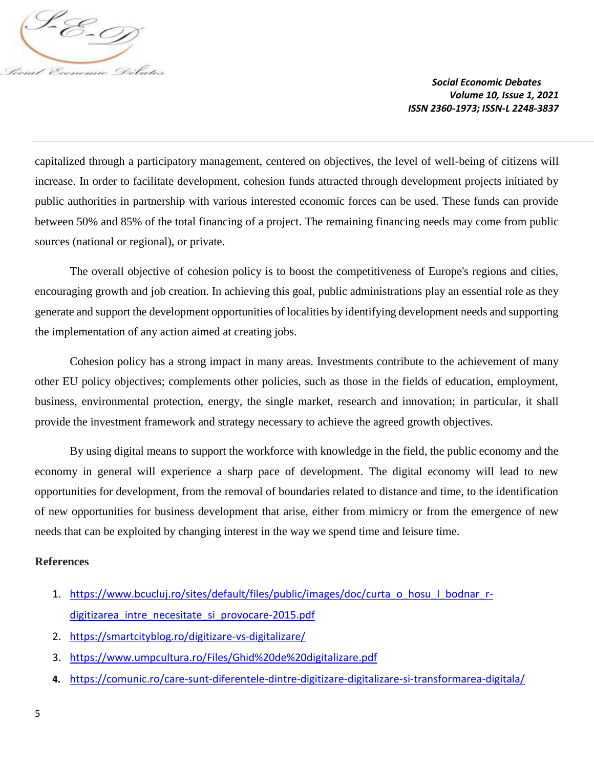capitalized through a participatory management, centered on objectives, the level of well-being of citizens will increase. In order to facilitate development, cohesion funds attracted through development projects initiated by public authorities in partnership with various interested economic forces can be used. These funds can provide between 50% and 85% of the total financing of a project. The remaining financing needs may come from public sources (national or regional), or private.

The overall objective of cohesion policy is to boost the competitiveness of Europe's regions and cities, encouraging growth and job creation. In achieving this goal, public administrations play an essential role as they generate and support the development opportunities of localities by identifying development needs and supporting the implementation of any action aimed at creating jobs.

Cohesion policy has a strong impact in many areas. Investments contribute to the achievement of many other EU policy objectives; complements other policies, such as those in the fields of education, employment, business, environmental protection, energy, the single market, research and innovation; in particular, it shall provide the investment framework and strategy necessary to achieve the agreed growth objectives.

By using digital means to support the workforce with knowledge in the field, the public economy and the economy in general will experience a sharp pace of development. The digital economy will lead to new opportunities for development, from the removal of boundaries related to distance and time, to the identification of new opportunities for business development that arise, either from mimicry or from the emergence of new needs that can be exploited by changing interest in the way we spend time and leisure time.

**References**

1. https://www.bcucluj.ro/sites/default/files/public/images/doc/curta_o_hosu_l_bodnar_r-digitizarea_intre_necesitate_si_provocare-2015.pdf
2. https://smartcityblog.ro/digitizare-vs-digitalizare/
3. https://www.umpcultura.ro/Files/Ghid%20de%20digitalizare.pdf
4. https://comunic.ro/care-sunt-diferentele-dintre-digitizare-digitalizare-si-transformarea-digitala/